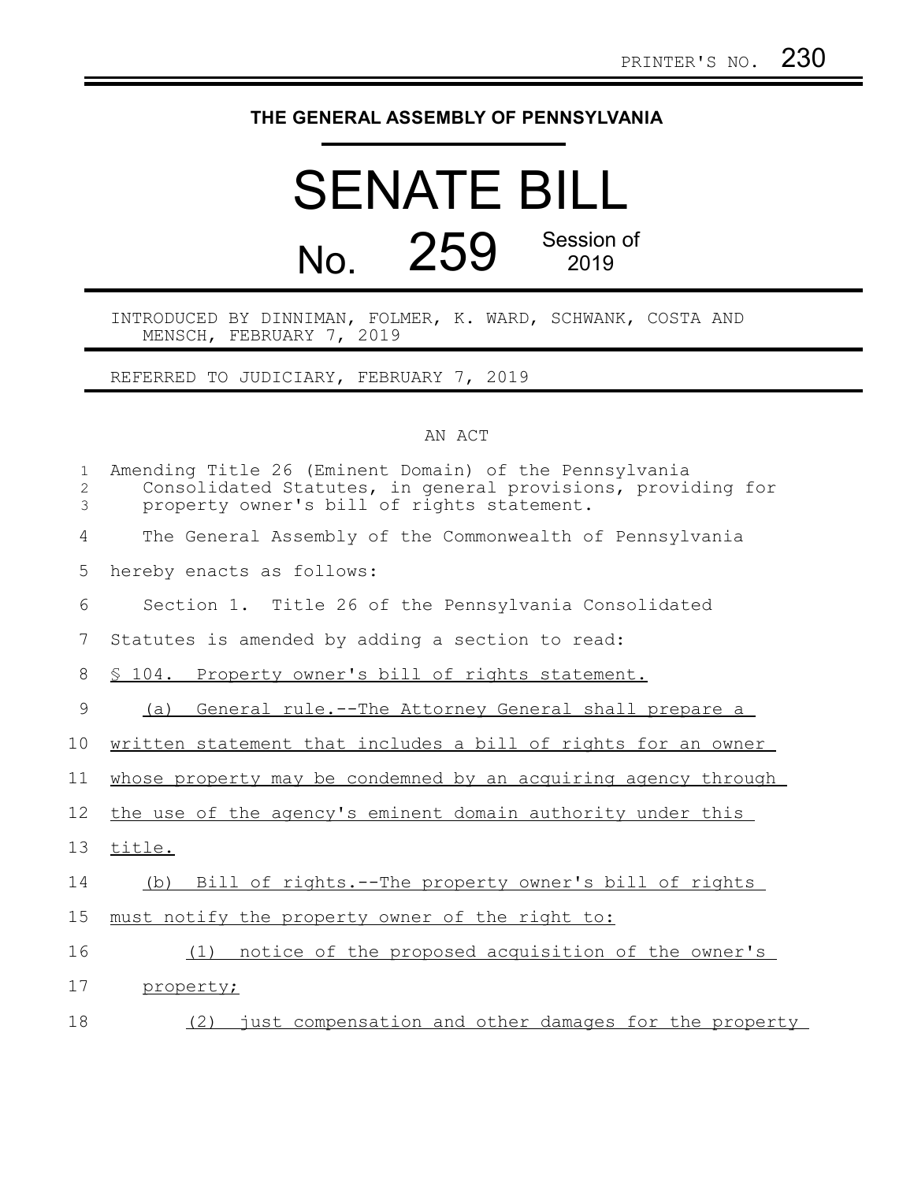PRINTER'S NO. 230

# THE GENERAL ASSEMBLY OF PENNSYLVANIA

# SENATE BILL

## No. 259 Session of 2019

INTRODUCED BY DINNIMAN, FOLMER, K. WARD, SCHWANK, COSTA AND MENSCH, FEBRUARY 7, 2019

REFERRED TO JUDICIARY, FEBRUARY 7, 2019

AN ACT

Amending Title 26 (Eminent Domain) of the Pennsylvania Consolidated Statutes, in general provisions, providing for property owner's bill of rights statement.

The General Assembly of the Commonwealth of Pennsylvania hereby enacts as follows:

Section 1. Title 26 of the Pennsylvania Consolidated Statutes is amended by adding a section to read:

§ 104. Property owner's bill of rights statement.

(a) General rule.--The Attorney General shall prepare a written statement that includes a bill of rights for an owner whose property may be condemned by an acquiring agency through the use of the agency's eminent domain authority under this title.

(b) Bill of rights.--The property owner's bill of rights must notify the property owner of the right to:

(1) notice of the proposed acquisition of the owner's property;

(2) just compensation and other damages for the property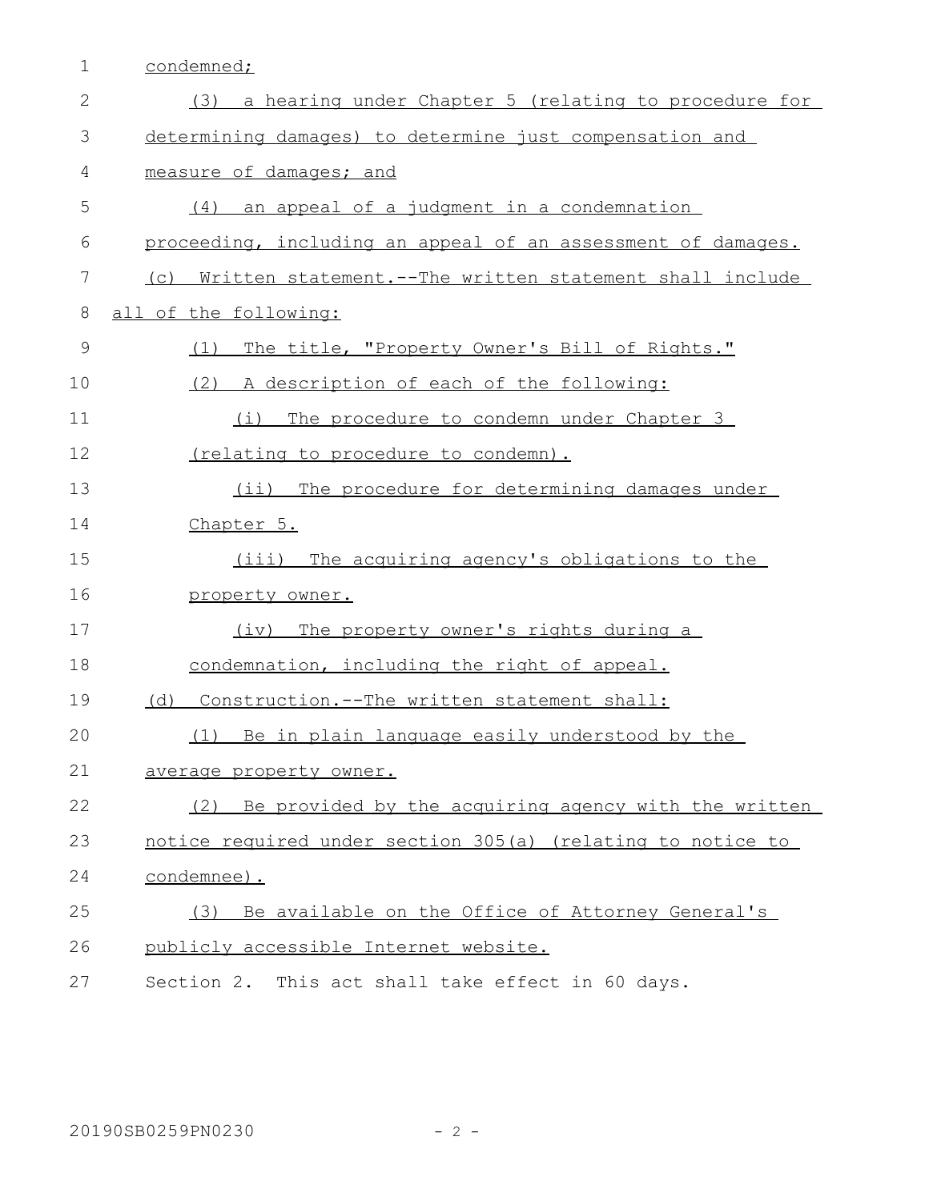condemned;

(3) a hearing under Chapter 5 (relating to procedure for determining damages) to determine just compensation and measure of damages; and

(4) an appeal of a judgment in a condemnation proceeding, including an appeal of an assessment of damages.

(c) Written statement.--The written statement shall include all of the following:

(1) The title, "Property Owner's Bill of Rights."

(2) A description of each of the following:

(i) The procedure to condemn under Chapter 3 (relating to procedure to condemn).

(ii) The procedure for determining damages under Chapter 5.

(iii) The acquiring agency's obligations to the property owner.

(iv) The property owner's rights during a condemnation, including the right of appeal.

(d) Construction.--The written statement shall:

(1) Be in plain language easily understood by the average property owner.

(2) Be provided by the acquiring agency with the written notice required under section 305(a) (relating to notice to condemnee).

(3) Be available on the Office of Attorney General's publicly accessible Internet website.

Section 2. This act shall take effect in 60 days.

20190SB0259PN0230